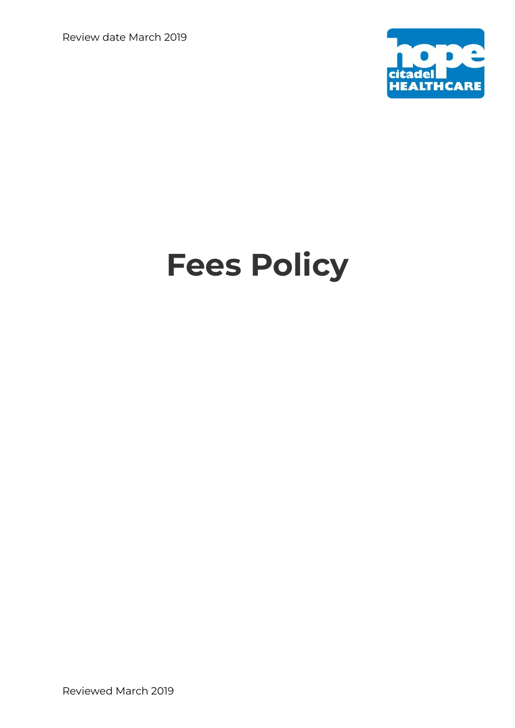Review date March 2019

# Fees Policy

Reviewed March 2019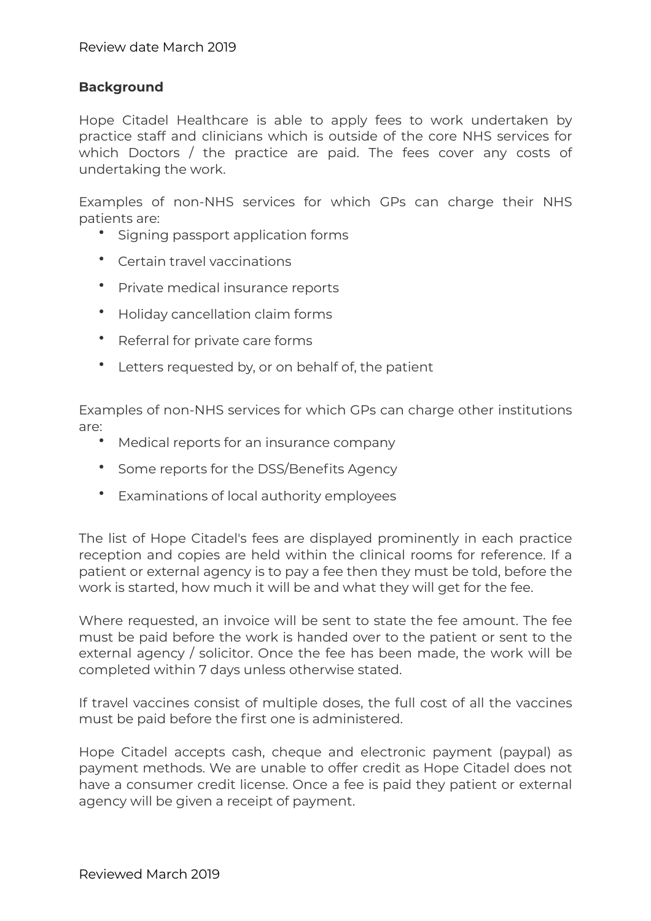Review date March 2019

**Background**

Hope Citadel Healthcare is able to apply fees to work undertaken by practice staff and clinicians which is outside of the core NHS services for which Doctors / the practice are paid. The fees cover any costs of undertaking the work.

Examples of non-NHS services for which GPs can charge their NHS patients are:

- Signing passport application forms
- Certain travel vaccinations
- Private medical insurance reports
- Holiday cancellation claim forms
- Referral for private care forms
- Letters requested by, or on behalf of, the patient

Examples of non-NHS services for which GPs can charge other institutions are:

- Medical reports for an insurance company
- Some reports for the DSS/Benefits Agency
- Examinations of local authority employees

The list of Hope Citadel's fees are displayed prominently in each practice reception and copies are held within the clinical rooms for reference. If a patient or external agency is to pay a fee then they must be told, before the work is started, how much it will be and what they will get for the fee.

Where requested, an invoice will be sent to state the fee amount. The fee must be paid before the work is handed over to the patient or sent to the external agency / solicitor. Once the fee has been made, the work will be completed within 7 days unless otherwise stated.

If travel vaccines consist of multiple doses, the full cost of all the vaccines must be paid before the first one is administered.

Hope Citadel accepts cash, cheque and electronic payment (paypal) as payment methods. We are unable to offer credit as Hope Citadel does not have a consumer credit license. Once a fee is paid they patient or external agency will be given a receipt of payment.

Reviewed March 2019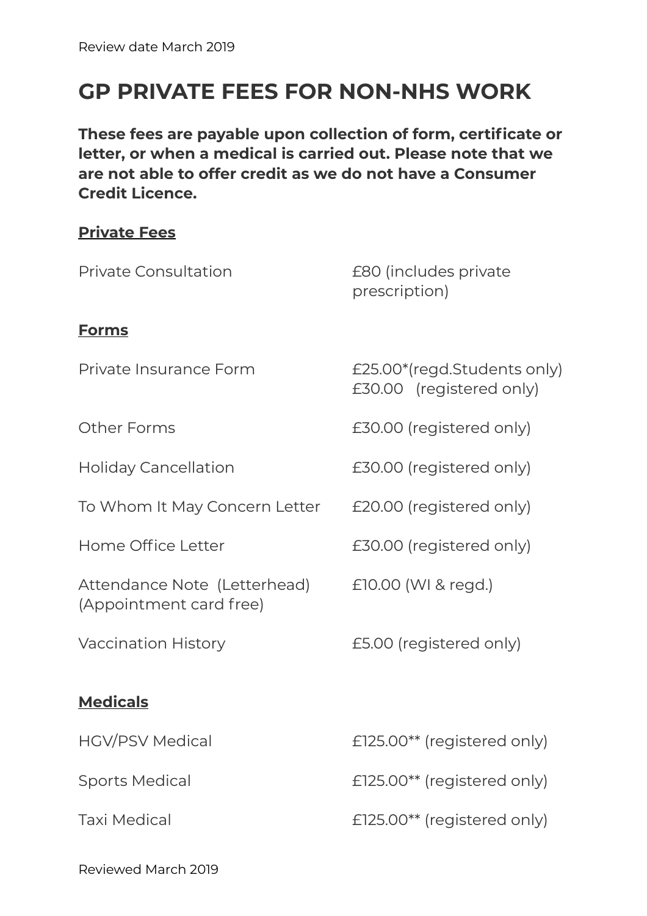Review date March 2019

# GP PRIVATE FEES FOR NON-NHS WORK

**These fees are payable upon collection of form, certificate or letter, or when a medical is carried out. Please note that we are not able to offer credit as we do not have a Consumer Credit Licence.**

## Private Fees

| | |
|---|---|
| Private Consultation | £80 (includes private prescription) |

## Forms

| | |
|---|---|
| Private Insurance Form | £25.00*(regd.Students only)<br>£30.00 (registered only) |
| Other Forms | £30.00 (registered only) |
| Holiday Cancellation | £30.00 (registered only) |
| To Whom It May Concern Letter | £20.00 (registered only) |
| Home Office Letter | £30.00 (registered only) |
| Attendance Note (Letterhead)<br>(Appointment card free) | £10.00 (WI & regd.) |
| Vaccination History | £5.00 (registered only) |

## Medicals

| | |
|---|---|
| HGV/PSV Medical | £125.00** (registered only) |
| Sports Medical | £125.00** (registered only) |
| Taxi Medical | £125.00** (registered only) |

Reviewed March 2019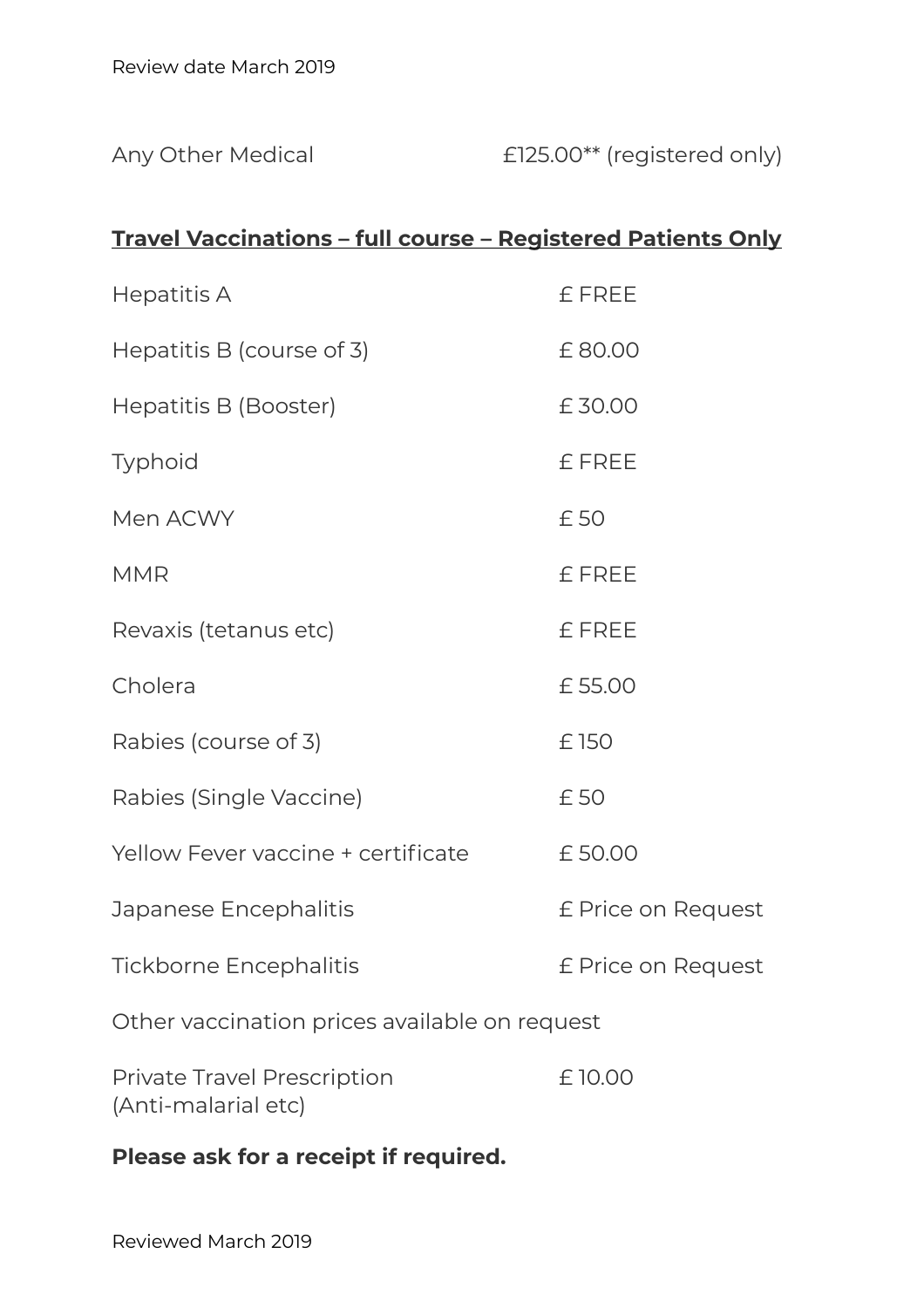Review date March 2019

| | |
|---|---|
| Any Other Medical | £125.00** (registered only) |

**Travel Vaccinations – full course – Registered Patients Only**

| | |
|---|---|
| Hepatitis A | £ FREE |
| Hepatitis B (course of 3) | £ 80.00 |
| Hepatitis B (Booster) | £ 30.00 |
| Typhoid | £ FREE |
| Men ACWY | £ 50 |
| MMR | £ FREE |
| Revaxis (tetanus etc) | £ FREE |
| Cholera | £ 55.00 |
| Rabies (course of 3) | £ 150 |
| Rabies (Single Vaccine) | £ 50 |
| Yellow Fever vaccine + certificate | £ 50.00 |
| Japanese Encephalitis | £ Price on Request |
| Tickborne Encephalitis | £ Price on Request |

Other vaccination prices available on request

| | |
|---|---|
| Private Travel Prescription (Anti-malarial etc) | £ 10.00 |

**Please ask for a receipt if required.**

Reviewed March 2019